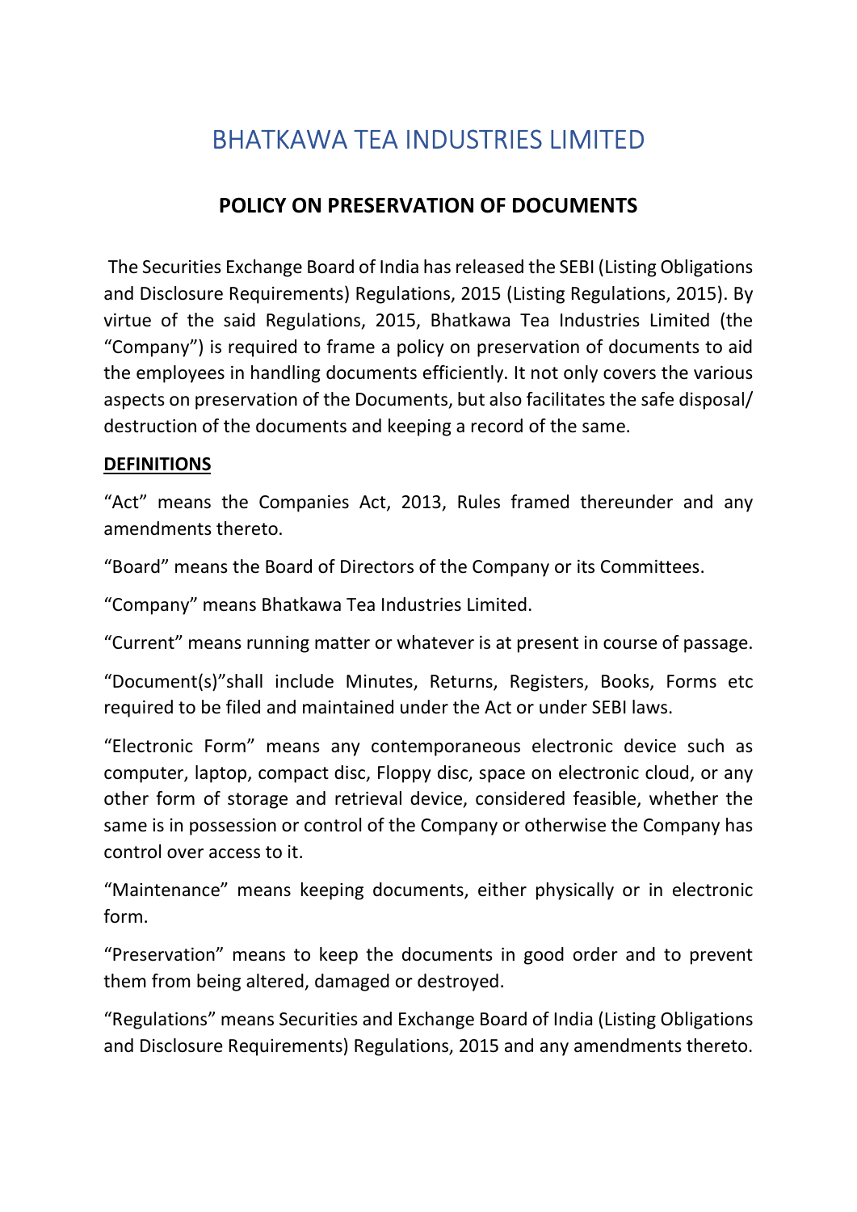# BHATKAWA TEA INDUSTRIES LIMITED

## POLICY ON PRESERVATION OF DOCUMENTS

The Securities Exchange Board of India has released the SEBI (Listing Obligations and Disclosure Requirements) Regulations, 2015 (Listing Regulations, 2015). By virtue of the said Regulations, 2015, Bhatkawa Tea Industries Limited (the "Company") is required to frame a policy on preservation of documents to aid the employees in handling documents efficiently. It not only covers the various aspects on preservation of the Documents, but also facilitates the safe disposal/ destruction of the documents and keeping a record of the same.

**DEFINITIONS**

"Act" means the Companies Act, 2013, Rules framed thereunder and any amendments thereto.

"Board" means the Board of Directors of the Company or its Committees.

"Company" means Bhatkawa Tea Industries Limited.

"Current" means running matter or whatever is at present in course of passage.

"Document(s)"shall include Minutes, Returns, Registers, Books, Forms etc required to be filed and maintained under the Act or under SEBI laws.

"Electronic Form" means any contemporaneous electronic device such as computer, laptop, compact disc, Floppy disc, space on electronic cloud, or any other form of storage and retrieval device, considered feasible, whether the same is in possession or control of the Company or otherwise the Company has control over access to it.

"Maintenance" means keeping documents, either physically or in electronic form.

"Preservation" means to keep the documents in good order and to prevent them from being altered, damaged or destroyed.

"Regulations" means Securities and Exchange Board of India (Listing Obligations and Disclosure Requirements) Regulations, 2015 and any amendments thereto.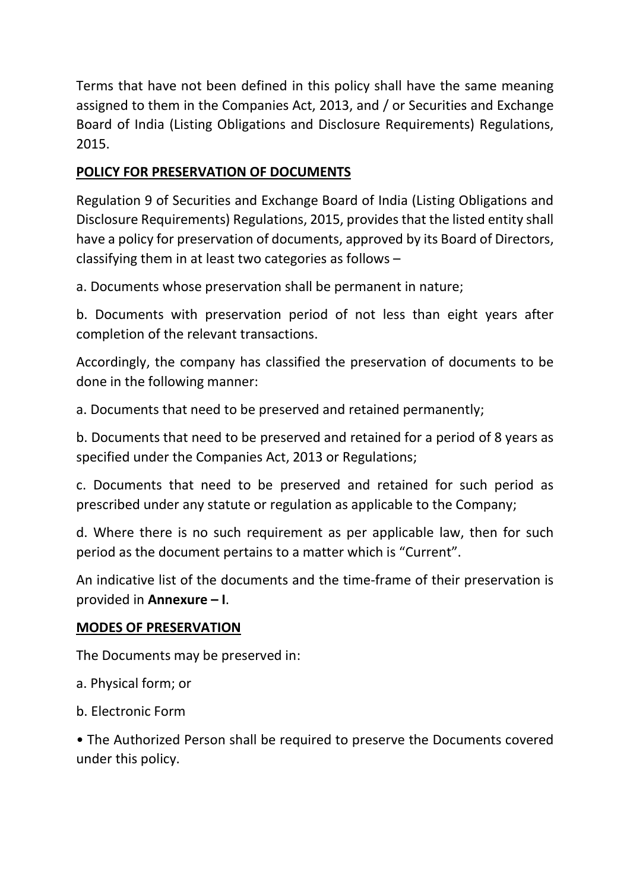Terms that have not been defined in this policy shall have the same meaning assigned to them in the Companies Act, 2013, and / or Securities and Exchange Board of India (Listing Obligations and Disclosure Requirements) Regulations, 2015.

## POLICY FOR PRESERVATION OF DOCUMENTS

Regulation 9 of Securities and Exchange Board of India (Listing Obligations and Disclosure Requirements) Regulations, 2015, provides that the listed entity shall have a policy for preservation of documents, approved by its Board of Directors, classifying them in at least two categories as follows –

a. Documents whose preservation shall be permanent in nature;

b. Documents with preservation period of not less than eight years after completion of the relevant transactions.

Accordingly, the company has classified the preservation of documents to be done in the following manner:

a. Documents that need to be preserved and retained permanently;

b. Documents that need to be preserved and retained for a period of 8 years as specified under the Companies Act, 2013 or Regulations;

c. Documents that need to be preserved and retained for such period as prescribed under any statute or regulation as applicable to the Company;

d. Where there is no such requirement as per applicable law, then for such period as the document pertains to a matter which is "Current".

An indicative list of the documents and the time-frame of their preservation is provided in **Annexure – I**.

## MODES OF PRESERVATION

The Documents may be preserved in:

a. Physical form; or

b. Electronic Form

- The Authorized Person shall be required to preserve the Documents covered under this policy.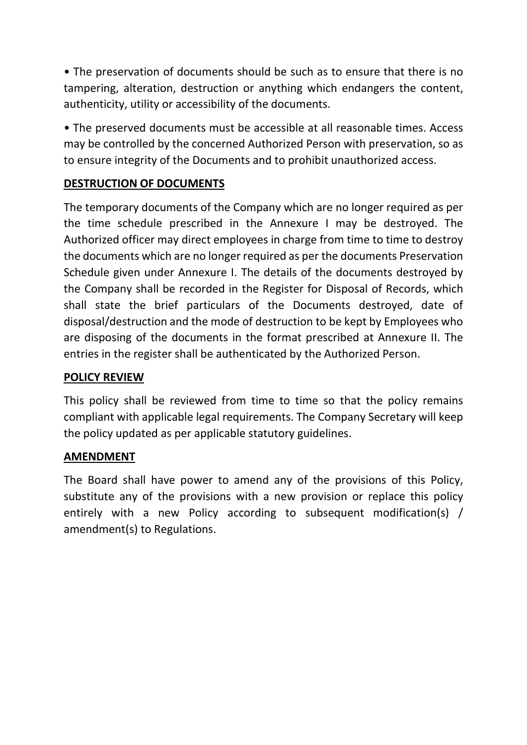- The preservation of documents should be such as to ensure that there is no tampering, alteration, destruction or anything which endangers the content, authenticity, utility or accessibility of the documents.

- The preserved documents must be accessible at all reasonable times. Access may be controlled by the concerned Authorized Person with preservation, so as to ensure integrity of the Documents and to prohibit unauthorized access.

## DESTRUCTION OF DOCUMENTS

The temporary documents of the Company which are no longer required as per the time schedule prescribed in the Annexure I may be destroyed. The Authorized officer may direct employees in charge from time to time to destroy the documents which are no longer required as per the documents Preservation Schedule given under Annexure I. The details of the documents destroyed by the Company shall be recorded in the Register for Disposal of Records, which shall state the brief particulars of the Documents destroyed, date of disposal/destruction and the mode of destruction to be kept by Employees who are disposing of the documents in the format prescribed at Annexure II. The entries in the register shall be authenticated by the Authorized Person.

## POLICY REVIEW

This policy shall be reviewed from time to time so that the policy remains compliant with applicable legal requirements. The Company Secretary will keep the policy updated as per applicable statutory guidelines.

## AMENDMENT

The Board shall have power to amend any of the provisions of this Policy, substitute any of the provisions with a new provision or replace this policy entirely with a new Policy according to subsequent modification(s) / amendment(s) to Regulations.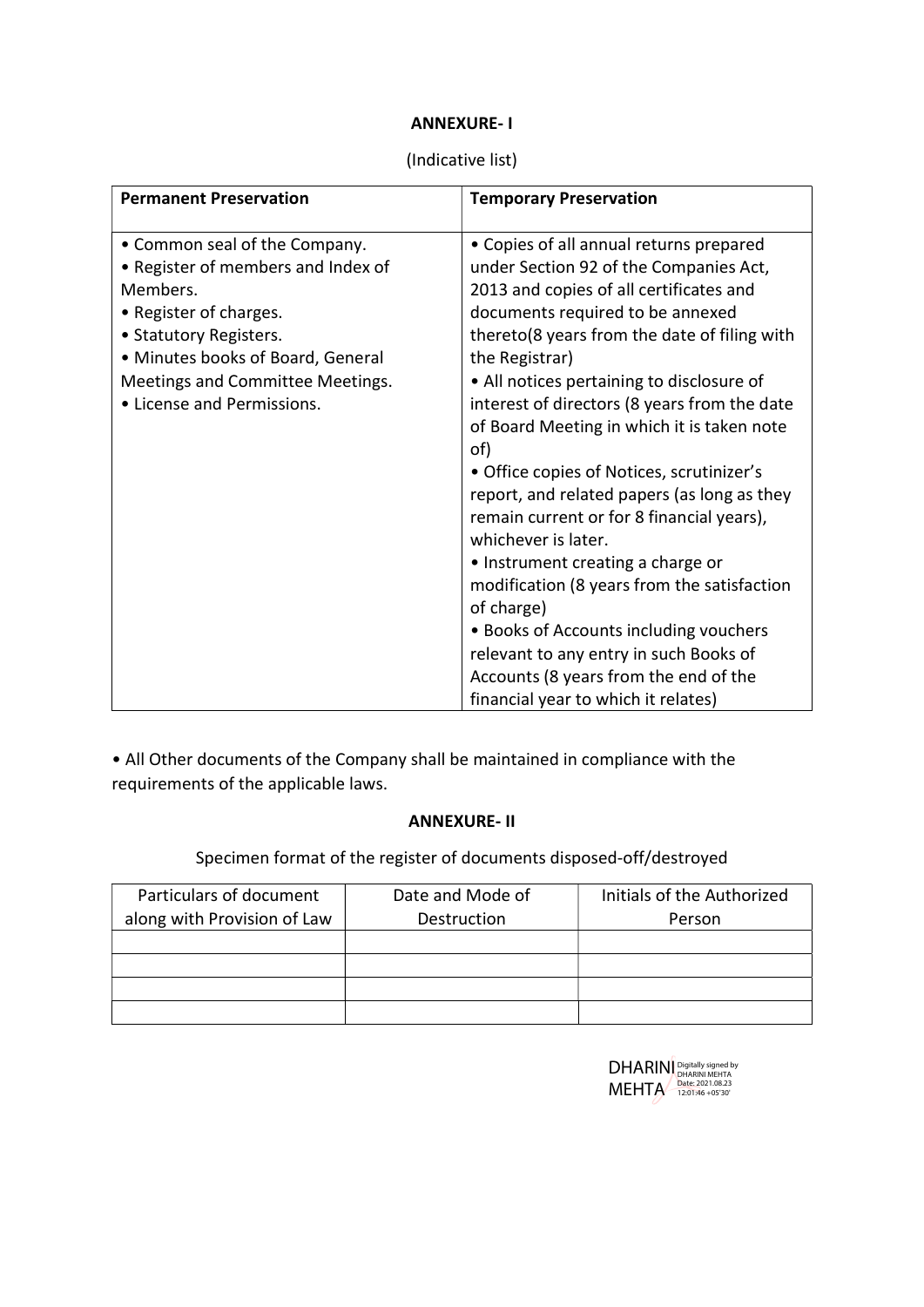**ANNEXURE- I**

(Indicative list)

| **Permanent Preservation** | **Temporary Preservation** |
|---|---|
| • Common seal of the Company.<br>• Register of members and Index of Members.<br>• Register of charges.<br>• Statutory Registers.<br>• Minutes books of Board, General Meetings and Committee Meetings.<br>• License and Permissions. | • Copies of all annual returns prepared under Section 92 of the Companies Act, 2013 and copies of all certificates and documents required to be annexed thereto(8 years from the date of filing with the Registrar)<br>• All notices pertaining to disclosure of interest of directors (8 years from the date of Board Meeting in which it is taken note of)<br>• Office copies of Notices, scrutinizer's report, and related papers (as long as they remain current or for 8 financial years), whichever is later.<br>• Instrument creating a charge or modification (8 years from the satisfaction of charge)<br>• Books of Accounts including vouchers relevant to any entry in such Books of Accounts (8 years from the end of the financial year to which it relates) |

• All Other documents of the Company shall be maintained in compliance with the requirements of the applicable laws.

**ANNEXURE- II**

Specimen format of the register of documents disposed-off/destroyed

| Particulars of document along with Provision of Law | Date and Mode of Destruction | Initials of the Authorized Person |
|---|---|---|
| | | |
| | | |
| | | |
| | | |

DHARINI MEHTA Digitally signed by DHARINI MEHTA Date: 2021.08.23 12:01:46 +05'30'